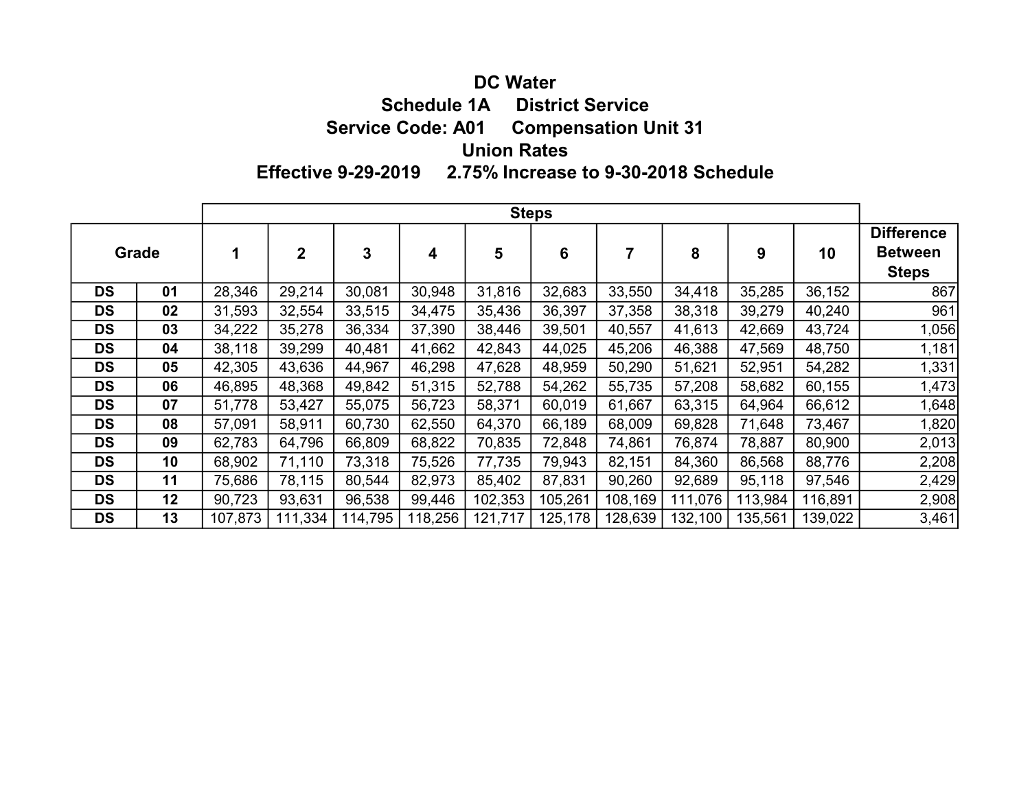# DC Water

## Schedule 1A District Service

## Service Code: A01 Compensation Unit 31

## Union Rates

## Effective 9-29-2019 2.75% Increase to 9-30-2018 Schedule

| Grade | | Steps | | | | | | | | | | |
|---|---|---|---|---|---|---|---|---|---|---|---|---|
| | | 1 | 2 | 3 | 4 | 5 | 6 | 7 | 8 | 9 | 10 | Difference Between Steps |
| DS | 01 | 28,346 | 29,214 | 30,081 | 30,948 | 31,816 | 32,683 | 33,550 | 34,418 | 35,285 | 36,152 | 867 |
| DS | 02 | 31,593 | 32,554 | 33,515 | 34,475 | 35,436 | 36,397 | 37,358 | 38,318 | 39,279 | 40,240 | 961 |
| DS | 03 | 34,222 | 35,278 | 36,334 | 37,390 | 38,446 | 39,501 | 40,557 | 41,613 | 42,669 | 43,724 | 1,056 |
| DS | 04 | 38,118 | 39,299 | 40,481 | 41,662 | 42,843 | 44,025 | 45,206 | 46,388 | 47,569 | 48,750 | 1,181 |
| DS | 05 | 42,305 | 43,636 | 44,967 | 46,298 | 47,628 | 48,959 | 50,290 | 51,621 | 52,951 | 54,282 | 1,331 |
| DS | 06 | 46,895 | 48,368 | 49,842 | 51,315 | 52,788 | 54,262 | 55,735 | 57,208 | 58,682 | 60,155 | 1,473 |
| DS | 07 | 51,778 | 53,427 | 55,075 | 56,723 | 58,371 | 60,019 | 61,667 | 63,315 | 64,964 | 66,612 | 1,648 |
| DS | 08 | 57,091 | 58,911 | 60,730 | 62,550 | 64,370 | 66,189 | 68,009 | 69,828 | 71,648 | 73,467 | 1,820 |
| DS | 09 | 62,783 | 64,796 | 66,809 | 68,822 | 70,835 | 72,848 | 74,861 | 76,874 | 78,887 | 80,900 | 2,013 |
| DS | 10 | 68,902 | 71,110 | 73,318 | 75,526 | 77,735 | 79,943 | 82,151 | 84,360 | 86,568 | 88,776 | 2,208 |
| DS | 11 | 75,686 | 78,115 | 80,544 | 82,973 | 85,402 | 87,831 | 90,260 | 92,689 | 95,118 | 97,546 | 2,429 |
| DS | 12 | 90,723 | 93,631 | 96,538 | 99,446 | 102,353 | 105,261 | 108,169 | 111,076 | 113,984 | 116,891 | 2,908 |
| DS | 13 | 107,873 | 111,334 | 114,795 | 118,256 | 121,717 | 125,178 | 128,639 | 132,100 | 135,561 | 139,022 | 3,461 |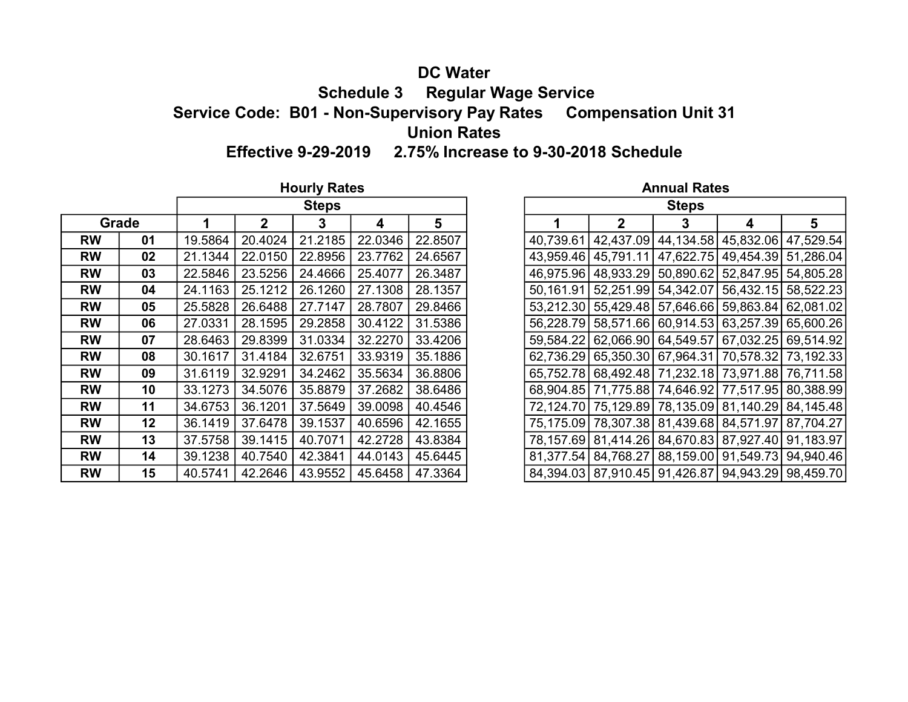# DC Water

## Schedule 3 Regular Wage Service

## Service Code: B01 - Non-Supervisory Pay Rates Compensation Unit 31

## Union Rates

## Effective 9-29-2019 2.75% Increase to 9-30-2018 Schedule

**Hourly Rates**

| Grade | | Steps | | | | |
|---|---|---|---|---|---|---|
| | | 1 | 2 | 3 | 4 | 5 |
| RW | 01 | 19.5864 | 20.4024 | 21.2185 | 22.0346 | 22.8507 |
| RW | 02 | 21.1344 | 22.0150 | 22.8956 | 23.7762 | 24.6567 |
| RW | 03 | 22.5846 | 23.5256 | 24.4666 | 25.4077 | 26.3487 |
| RW | 04 | 24.1163 | 25.1212 | 26.1260 | 27.1308 | 28.1357 |
| RW | 05 | 25.5828 | 26.6488 | 27.7147 | 28.7807 | 29.8466 |
| RW | 06 | 27.0331 | 28.1595 | 29.2858 | 30.4122 | 31.5386 |
| RW | 07 | 28.6463 | 29.8399 | 31.0334 | 32.2270 | 33.4206 |
| RW | 08 | 30.1617 | 31.4184 | 32.6751 | 33.9319 | 35.1886 |
| RW | 09 | 31.6119 | 32.9291 | 34.2462 | 35.5634 | 36.8806 |
| RW | 10 | 33.1273 | 34.5076 | 35.8879 | 37.2682 | 38.6486 |
| RW | 11 | 34.6753 | 36.1201 | 37.5649 | 39.0098 | 40.4546 |
| RW | 12 | 36.1419 | 37.6478 | 39.1537 | 40.6596 | 42.1655 |
| RW | 13 | 37.5758 | 39.1415 | 40.7071 | 42.2728 | 43.8384 |
| RW | 14 | 39.1238 | 40.7540 | 42.3841 | 44.0143 | 45.6445 |
| RW | 15 | 40.5741 | 42.2646 | 43.9552 | 45.6458 | 47.3364 |

**Annual Rates**

| Steps | | | | |
|---|---|---|---|---|
| 1 | 2 | 3 | 4 | 5 |
| 40,739.61 | 42,437.09 | 44,134.58 | 45,832.06 | 47,529.54 |
| 43,959.46 | 45,791.11 | 47,622.75 | 49,454.39 | 51,286.04 |
| 46,975.96 | 48,933.29 | 50,890.62 | 52,847.95 | 54,805.28 |
| 50,161.91 | 52,251.99 | 54,342.07 | 56,432.15 | 58,522.23 |
| 53,212.30 | 55,429.48 | 57,646.66 | 59,863.84 | 62,081.02 |
| 56,228.79 | 58,571.66 | 60,914.53 | 63,257.39 | 65,600.26 |
| 59,584.22 | 62,066.90 | 64,549.57 | 67,032.25 | 69,514.92 |
| 62,736.29 | 65,350.30 | 67,964.31 | 70,578.32 | 73,192.33 |
| 65,752.78 | 68,492.48 | 71,232.18 | 73,971.88 | 76,711.58 |
| 68,904.85 | 71,775.88 | 74,646.92 | 77,517.95 | 80,388.99 |
| 72,124.70 | 75,129.89 | 78,135.09 | 81,140.29 | 84,145.48 |
| 75,175.09 | 78,307.38 | 81,439.68 | 84,571.97 | 87,704.27 |
| 78,157.69 | 81,414.26 | 84,670.83 | 87,927.40 | 91,183.97 |
| 81,377.54 | 84,768.27 | 88,159.00 | 91,549.73 | 94,940.46 |
| 84,394.03 | 87,910.45 | 91,426.87 | 94,943.29 | 98,459.70 |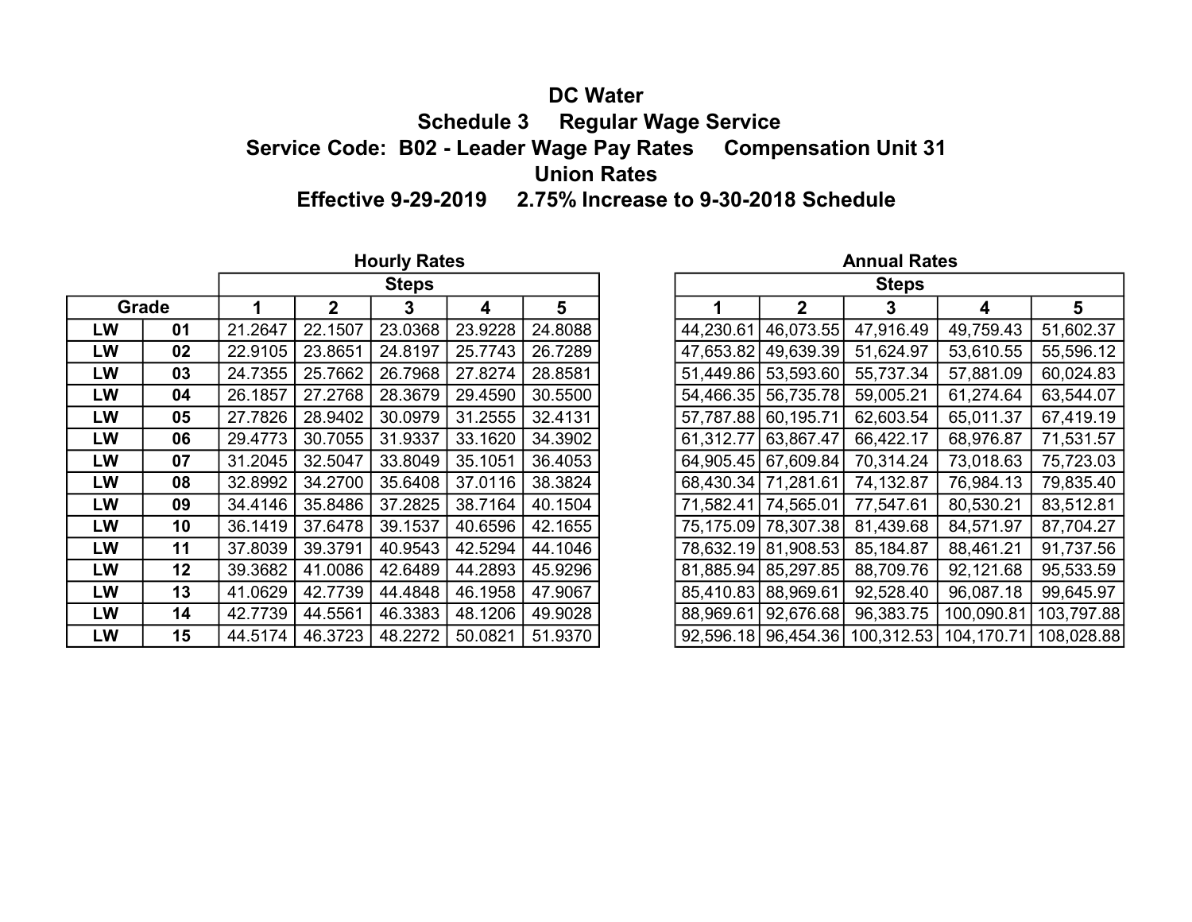# DC Water

## Schedule 3 Regular Wage Service

## Service Code: B02 - Leader Wage Pay Rates Compensation Unit 31

## Union Rates

## Effective 9-29-2019 2.75% Increase to 9-30-2018 Schedule

**Hourly Rates**

| Grade | | Steps | | | | |
|---|---|---|---|---|---|---|
| | | 1 | 2 | 3 | 4 | 5 |
| LW | 01 | 21.2647 | 22.1507 | 23.0368 | 23.9228 | 24.8088 |
| LW | 02 | 22.9105 | 23.8651 | 24.8197 | 25.7743 | 26.7289 |
| LW | 03 | 24.7355 | 25.7662 | 26.7968 | 27.8274 | 28.8581 |
| LW | 04 | 26.1857 | 27.2768 | 28.3679 | 29.4590 | 30.5500 |
| LW | 05 | 27.7826 | 28.9402 | 30.0979 | 31.2555 | 32.4131 |
| LW | 06 | 29.4773 | 30.7055 | 31.9337 | 33.1620 | 34.3902 |
| LW | 07 | 31.2045 | 32.5047 | 33.8049 | 35.1051 | 36.4053 |
| LW | 08 | 32.8992 | 34.2700 | 35.6408 | 37.0116 | 38.3824 |
| LW | 09 | 34.4146 | 35.8486 | 37.2825 | 38.7164 | 40.1504 |
| LW | 10 | 36.1419 | 37.6478 | 39.1537 | 40.6596 | 42.1655 |
| LW | 11 | 37.8039 | 39.3791 | 40.9543 | 42.5294 | 44.1046 |
| LW | 12 | 39.3682 | 41.0086 | 42.6489 | 44.2893 | 45.9296 |
| LW | 13 | 41.0629 | 42.7739 | 44.4848 | 46.1958 | 47.9067 |
| LW | 14 | 42.7739 | 44.5561 | 46.3383 | 48.1206 | 49.9028 |
| LW | 15 | 44.5174 | 46.3723 | 48.2272 | 50.0821 | 51.9370 |

**Annual Rates**

| Steps | | | | |
|---|---|---|---|---|
| 1 | 2 | 3 | 4 | 5 |
| 44,230.61 | 46,073.55 | 47,916.49 | 49,759.43 | 51,602.37 |
| 47,653.82 | 49,639.39 | 51,624.97 | 53,610.55 | 55,596.12 |
| 51,449.86 | 53,593.60 | 55,737.34 | 57,881.09 | 60,024.83 |
| 54,466.35 | 56,735.78 | 59,005.21 | 61,274.64 | 63,544.07 |
| 57,787.88 | 60,195.71 | 62,603.54 | 65,011.37 | 67,419.19 |
| 61,312.77 | 63,867.47 | 66,422.17 | 68,976.87 | 71,531.57 |
| 64,905.45 | 67,609.84 | 70,314.24 | 73,018.63 | 75,723.03 |
| 68,430.34 | 71,281.61 | 74,132.87 | 76,984.13 | 79,835.40 |
| 71,582.41 | 74,565.01 | 77,547.61 | 80,530.21 | 83,512.81 |
| 75,175.09 | 78,307.38 | 81,439.68 | 84,571.97 | 87,704.27 |
| 78,632.19 | 81,908.53 | 85,184.87 | 88,461.21 | 91,737.56 |
| 81,885.94 | 85,297.85 | 88,709.76 | 92,121.68 | 95,533.59 |
| 85,410.83 | 88,969.61 | 92,528.40 | 96,087.18 | 99,645.97 |
| 88,969.61 | 92,676.68 | 96,383.75 | 100,090.81 | 103,797.88 |
| 92,596.18 | 96,454.36 | 100,312.53 | 104,170.71 | 108,028.88 |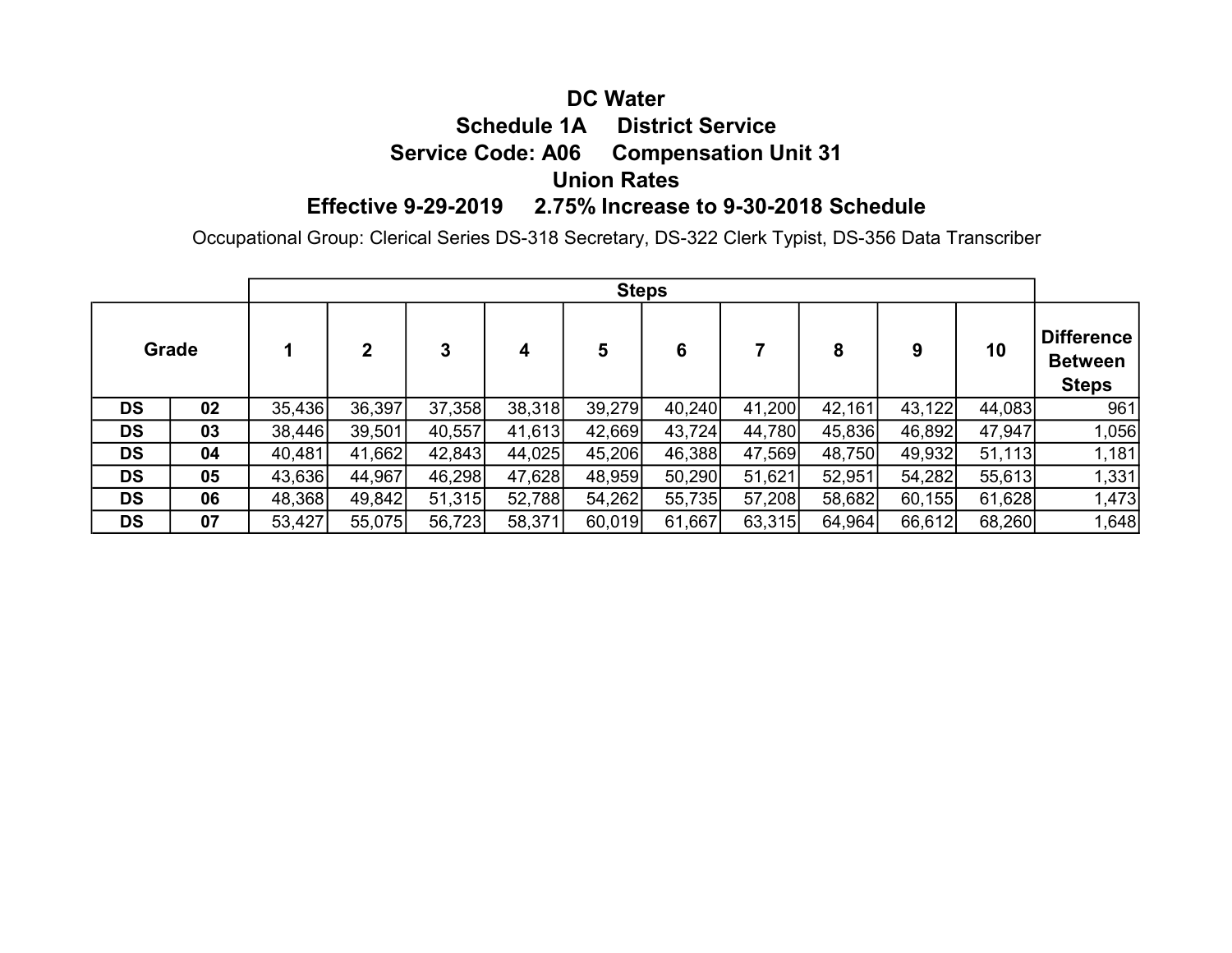# DC Water

## Schedule 1A District Service

## Service Code: A06 Compensation Unit 31

## Union Rates

## Effective 9-29-2019 2.75% Increase to 9-30-2018 Schedule

Occupational Group: Clerical Series DS-318 Secretary, DS-322 Clerk Typist, DS-356 Data Transcriber

| Grade | | Steps | | | | | | | | | | |
|---|---|---|---|---|---|---|---|---|---|---|---|---|
| | | 1 | 2 | 3 | 4 | 5 | 6 | 7 | 8 | 9 | 10 | Difference Between Steps |
| DS | 02 | 35,436 | 36,397 | 37,358 | 38,318 | 39,279 | 40,240 | 41,200 | 42,161 | 43,122 | 44,083 | 961 |
| DS | 03 | 38,446 | 39,501 | 40,557 | 41,613 | 42,669 | 43,724 | 44,780 | 45,836 | 46,892 | 47,947 | 1,056 |
| DS | 04 | 40,481 | 41,662 | 42,843 | 44,025 | 45,206 | 46,388 | 47,569 | 48,750 | 49,932 | 51,113 | 1,181 |
| DS | 05 | 43,636 | 44,967 | 46,298 | 47,628 | 48,959 | 50,290 | 51,621 | 52,951 | 54,282 | 55,613 | 1,331 |
| DS | 06 | 48,368 | 49,842 | 51,315 | 52,788 | 54,262 | 55,735 | 57,208 | 58,682 | 60,155 | 61,628 | 1,473 |
| DS | 07 | 53,427 | 55,075 | 56,723 | 58,371 | 60,019 | 61,667 | 63,315 | 64,964 | 66,612 | 68,260 | 1,648 |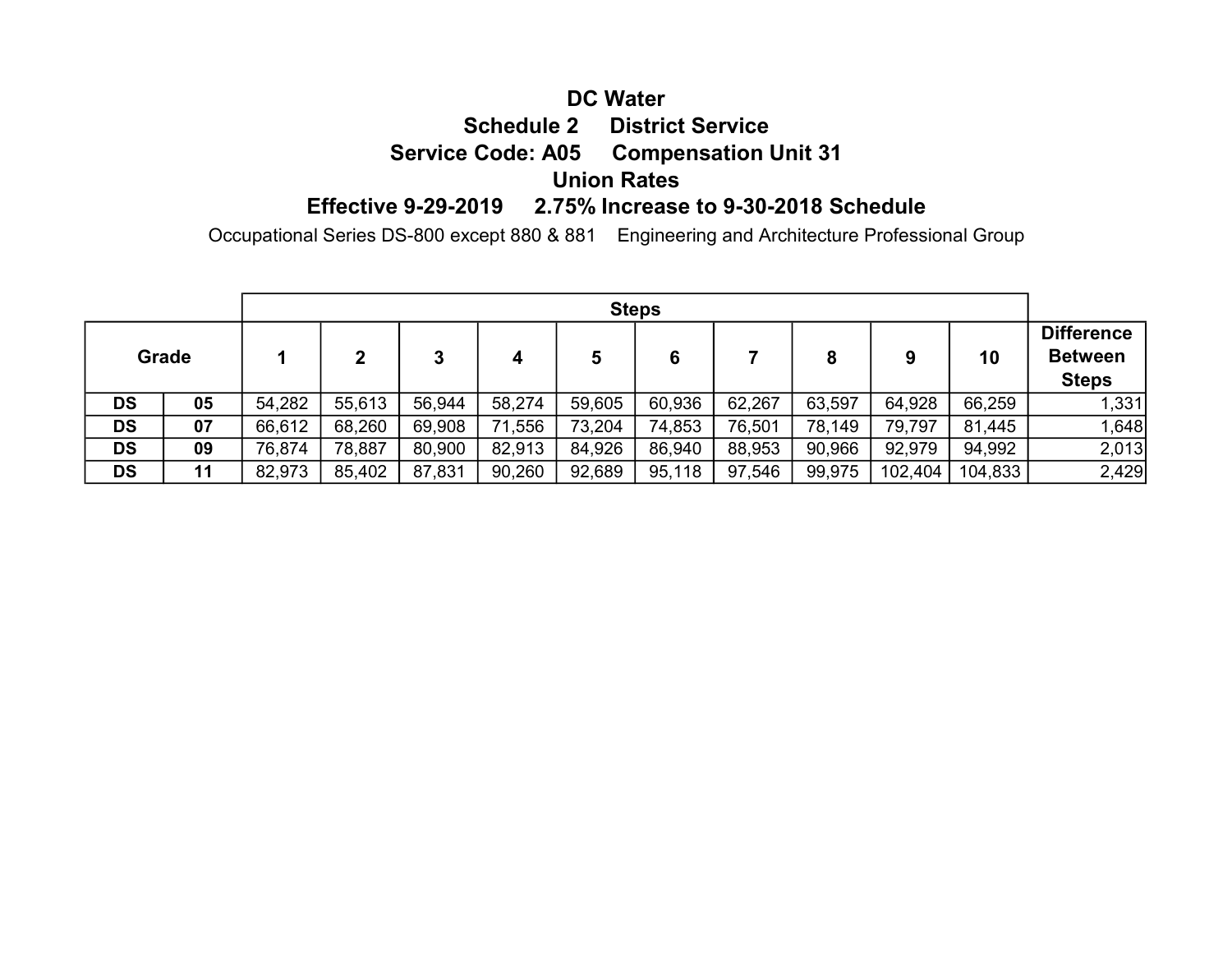# DC Water

## Schedule 2 District Service

## Service Code: A05 Compensation Unit 31

## Union Rates

## Effective 9-29-2019 2.75% Increase to 9-30-2018 Schedule

Occupational Series DS-800 except 880 & 881 Engineering and Architecture Professional Group

| Grade | | Steps | | | | | | | | | | |
|---|---|---|---|---|---|---|---|---|---|---|---|---|
| | | 1 | 2 | 3 | 4 | 5 | 6 | 7 | 8 | 9 | 10 | Difference Between Steps |
| DS | 05 | 54,282 | 55,613 | 56,944 | 58,274 | 59,605 | 60,936 | 62,267 | 63,597 | 64,928 | 66,259 | 1,331 |
| DS | 07 | 66,612 | 68,260 | 69,908 | 71,556 | 73,204 | 74,853 | 76,501 | 78,149 | 79,797 | 81,445 | 1,648 |
| DS | 09 | 76,874 | 78,887 | 80,900 | 82,913 | 84,926 | 86,940 | 88,953 | 90,966 | 92,979 | 94,992 | 2,013 |
| DS | 11 | 82,973 | 85,402 | 87,831 | 90,260 | 92,689 | 95,118 | 97,546 | 99,975 | 102,404 | 104,833 | 2,429 |